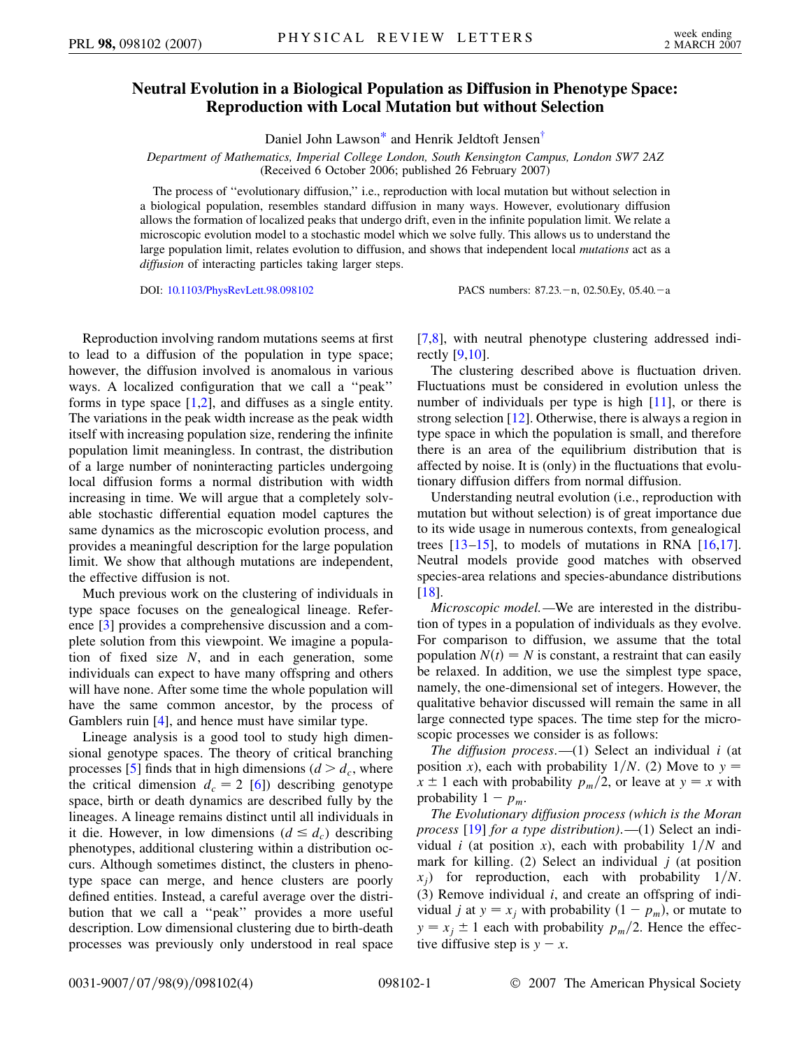# Neutral Evolution in a Biological Population as Diffusion in Phenotype Space: Reproduction with Local Mutation but without Selection

Daniel John Lawson* and Henrik Jeldtoft Jensen†

*Department of Mathematics, Imperial College London, South Kensington Campus, London SW7 2AZ*
(Received 6 October 2006; published 26 February 2007)

The process of "evolutionary diffusion," i.e., reproduction with local mutation but without selection in a biological population, resembles standard diffusion in many ways. However, evolutionary diffusion allows the formation of localized peaks that undergo drift, even in the infinite population limit. We relate a microscopic evolution model to a stochastic model which we solve fully. This allows us to understand the large population limit, relates evolution to diffusion, and shows that independent local *mutations* act as a *diffusion* of interacting particles taking larger steps.

DOI: 10.1103/PhysRevLett.98.098102 PACS numbers: 87.23.−n, 02.50.Ey, 05.40.−a

Reproduction involving random mutations seems at first to lead to a diffusion of the population in type space; however, the diffusion involved is anomalous in various ways. A localized configuration that we call a "peak" forms in type space [1,2], and diffuses as a single entity. The variations in the peak width increase as the peak width itself with increasing population size, rendering the infinite population limit meaningless. In contrast, the distribution of a large number of noninteracting particles undergoing local diffusion forms a normal distribution with width increasing in time. We will argue that a completely solvable stochastic differential equation model captures the same dynamics as the microscopic evolution process, and provides a meaningful description for the large population limit. We show that although mutations are independent, the effective diffusion is not.

Much previous work on the clustering of individuals in type space focuses on the genealogical lineage. Reference [3] provides a comprehensive discussion and a complete solution from this viewpoint. We imagine a population of fixed size $N$, and in each generation, some individuals can expect to have many offspring and others will have none. After some time the whole population will have the same common ancestor, by the process of Gamblers ruin [4], and hence must have similar type.

Lineage analysis is a good tool to study high dimensional genotype spaces. The theory of critical branching processes [5] finds that in high dimensions ($d > d_c$, where the critical dimension $d_c = 2$ [6]) describing genotype space, birth or death dynamics are described fully by the lineages. A lineage remains distinct until all individuals in it die. However, in low dimensions ($d \leq d_c$) describing phenotypes, additional clustering within a distribution occurs. Although sometimes distinct, the clusters in phenotype space can merge, and hence clusters are poorly defined entities. Instead, a careful average over the distribution that we call a "peak" provides a more useful description. Low dimensional clustering due to birth-death processes was previously only understood in real space [7,8], with neutral phenotype clustering addressed indirectly [9,10].

The clustering described above is fluctuation driven. Fluctuations must be considered in evolution unless the number of individuals per type is high [11], or there is strong selection [12]. Otherwise, there is always a region in type space in which the population is small, and therefore there is an area of the equilibrium distribution that is affected by noise. It is (only) in the fluctuations that evolutionary diffusion differs from normal diffusion.

Understanding neutral evolution (i.e., reproduction with mutation but without selection) is of great importance due to its wide usage in numerous contexts, from genealogical trees [13–15], to models of mutations in RNA [16,17]. Neutral models provide good matches with observed species-area relations and species-abundance distributions [18].

*Microscopic model.*—We are interested in the distribution of types in a population of individuals as they evolve. For comparison to diffusion, we assume that the total population $N(t) = N$ is constant, a restraint that can easily be relaxed. In addition, we use the simplest type space, namely, the one-dimensional set of integers. However, the qualitative behavior discussed will remain the same in all large connected type spaces. The time step for the microscopic processes we consider is as follows:

*The diffusion process.*—(1) Select an individual $i$ (at position $x$), each with probability $1/N$. (2) Move to $y = x \pm 1$ each with probability $p_m/2$, or leave at $y = x$ with probability $1 - p_m$.

*The Evolutionary diffusion process (which is the Moran process [19] for a type distribution).*—(1) Select an individual $i$ (at position $x$), each with probability $1/N$ and mark for killing. (2) Select an individual $j$ (at position $x_j$) for reproduction, each with probability $1/N$. (3) Remove individual $i$, and create an offspring of individual $j$ at $y = x_j$ with probability $(1 - p_m)$, or mutate to $y = x_j \pm 1$ each with probability $p_m/2$. Hence the effective diffusive step is $y - x$.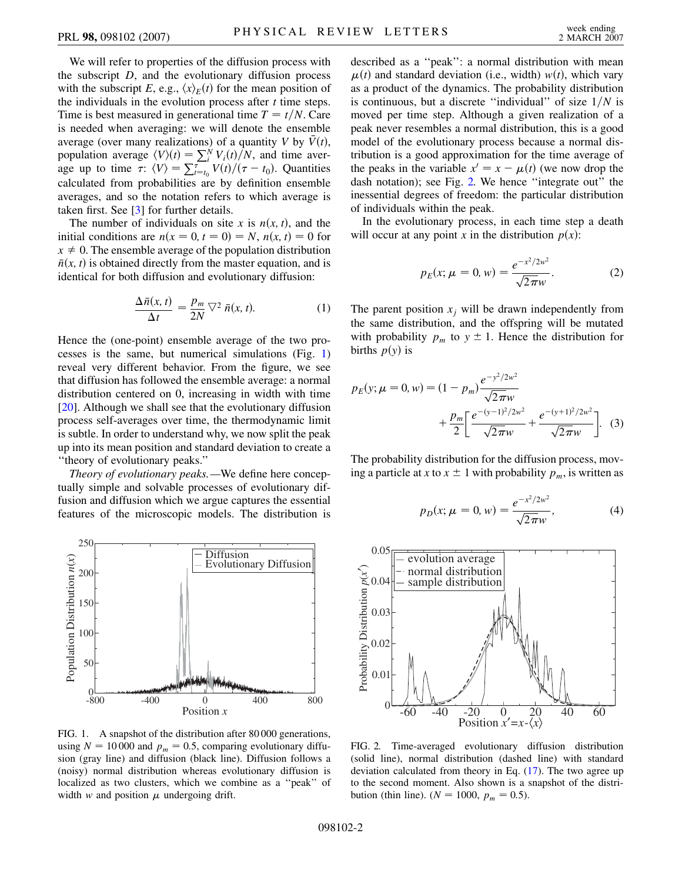We will refer to properties of the diffusion process with the subscript $D$, and the evolutionary diffusion process with the subscript $E$, e.g., $\langle x \rangle_E(t)$ for the mean position of the individuals in the evolution process after $t$ time steps. Time is best measured in generational time $T = t/N$. Care is needed when averaging: we will denote the ensemble average (over many realizations) of a quantity $V$ by $\bar{V}(t)$, population average $\langle V \rangle(t) = \sum_i^N V_i(t)/N$, and time average up to time $\tau$: $\langle V \rangle = \sum_{t=t_0}^{\tau} V(t)/(\tau - t_0)$. Quantities calculated from probabilities are by definition ensemble averages, and so the notation refers to which average is taken first. See [3] for further details.

The number of individuals on site $x$ is $n(x, t)$, and the initial conditions are $n(x = 0, t = 0) = N$, $n(x, t) = 0$ for $x \neq 0$. The ensemble average of the population distribution $\bar{n}(x, t)$ is obtained directly from the master equation, and is identical for both diffusion and evolutionary diffusion:

$$\frac{\Delta \bar{n}(x, t)}{\Delta t} = \frac{p_m}{2N} \nabla^2 \bar{n}(x, t). \tag{1}$$

Hence the (one-point) ensemble average of the two processes is the same, but numerical simulations (Fig. 1) reveal very different behavior. From the figure, we see that diffusion has followed the ensemble average: a normal distribution centered on 0, increasing in width with time [20]. Although we shall see that the evolutionary diffusion process self-averages over time, the thermodynamic limit is subtle. In order to understand why, we now split the peak up into its mean position and standard deviation to create a "theory of evolutionary peaks."

*Theory of evolutionary peaks.*—We define here conceptually simple and solvable processes of evolutionary diffusion and diffusion which we argue captures the essential features of the microscopic models. The distribution is described as a "peak": a normal distribution with mean $\mu(t)$ and standard deviation (i.e., width) $w(t)$, which vary as a product of the dynamics. The probability distribution is continuous, but a discrete "individual" of size $1/N$ is moved per time step. Although a given realization of a peak never resembles a normal distribution, this is a good model of the evolutionary process because a normal distribution is a good approximation for the time average of the peaks in the variable $x' = x - \mu(t)$ (we now drop the dash notation); see Fig. 2. We hence "integrate out" the inessential degrees of freedom: the particular distribution of individuals within the peak.

FIG. 1. A snapshot of the distribution after 80 000 generations, using $N = 10\,000$ and $p_m = 0.5$, comparing evolutionary diffusion (gray line) and diffusion (black line). Diffusion follows a (noisy) normal distribution whereas evolutionary diffusion is localized as two clusters, which we combine as a "peak" of width $w$ and position $\mu$ undergoing drift.

In the evolutionary process, in each time step a death will occur at any point $x$ in the distribution $p(x)$:

$$p_E(x; \mu = 0, w) = \frac{e^{-x^2/2w^2}}{\sqrt{2\pi} w}. \tag{2}$$

The parent position $x_j$ will be drawn independently from the same distribution, and the offspring will be mutated with probability $p_m$ to $y \pm 1$. Hence the distribution for births $p(y)$ is

$$p_E(y; \mu = 0, w) = (1 - p_m) \frac{e^{-y^2/2w^2}}{\sqrt{2\pi} w} + \frac{p_m}{2}\left[\frac{e^{-(y-1)^2/2w^2}}{\sqrt{2\pi} w} + \frac{e^{-(y+1)^2/2w^2}}{\sqrt{2\pi} w}\right]. \tag{3}$$

The probability distribution for the diffusion process, moving a particle at $x$ to $x \pm 1$ with probability $p_m$, is written as

$$p_D(x; \mu = 0, w) = \frac{e^{-x^2/2w^2}}{\sqrt{2\pi} w}, \tag{4}$$

FIG. 2. Time-averaged evolutionary diffusion distribution (solid line), normal distribution (dashed line) with standard deviation calculated from theory in Eq. (17). The two agree up to the second moment. Also shown is a snapshot of the distribution (thin line). ($N = 1000$, $p_m = 0.5$).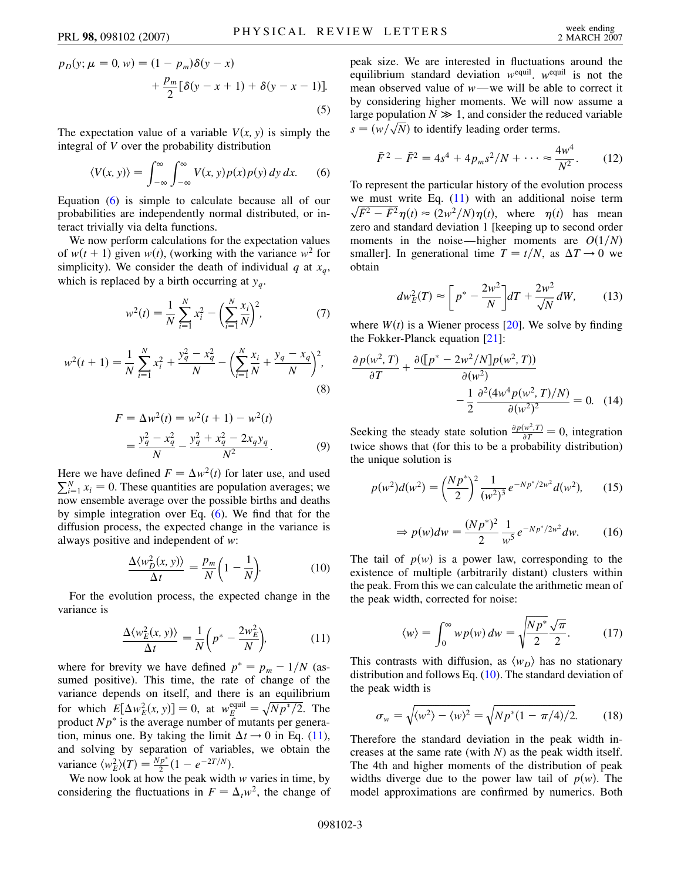$$p_D(y; \mu = 0, w) = (1 - p_m)\delta(y - x) + \frac{p_m}{2}[\delta(y - x + 1) + \delta(y - x - 1)]. \tag{5}$$

The expectation value of a variable $V(x, y)$ is simply the integral of $V$ over the probability distribution

$$\langle V(x, y)\rangle = \int_{-\infty}^{\infty}\int_{-\infty}^{\infty} V(x, y)p(x)p(y)\, dy\, dx. \tag{6}$$

Equation (6) is simple to calculate because all of our probabilities are independently normal distributed, or interact trivially via delta functions.

We now perform calculations for the expectation values of $w(t + 1)$ given $w(t)$, (working with the variance $w^2$ for simplicity). We consider the death of individual $q$ at $x_q$, which is replaced by a birth occurring at $y_q$.

$$w^2(t) = \frac{1}{N}\sum_{i=1}^{N} x_i^2 - \left(\sum_{i=1}^{N}\frac{x_i}{N}\right)^2, \tag{7}$$

$$w^2(t + 1) = \frac{1}{N}\sum_{i=1}^{N} x_i^2 + \frac{y_q^2 - x_q^2}{N} - \left(\sum_{i=1}^{N}\frac{x_i}{N} + \frac{y_q - x_q}{N}\right)^2, \tag{8}$$

$$F = \Delta w^2(t) = w^2(t + 1) - w^2(t) = \frac{y_q^2 - x_q^2}{N} - \frac{y_q^2 + x_q^2 - 2x_q y_q}{N^2}. \tag{9}$$

Here we have defined $F = \Delta w^2(t)$ for later use, and used $\sum_{i=1}^{N} x_i = 0$. These quantities are population averages; we now ensemble average over the possible births and deaths by simple integration over Eq. (6). We find that for the diffusion process, the expected change in the variance is always positive and independent of $w$:

$$\frac{\Delta\langle w_D^2(x, y)\rangle}{\Delta t} = \frac{p_m}{N}\left(1 - \frac{1}{N}\right). \tag{10}$$

For the evolution process, the expected change in the variance is

$$\frac{\Delta\langle w_E^2(x, y)\rangle}{\Delta t} = \frac{1}{N}\left(p^* - \frac{2w_E^2}{N}\right), \tag{11}$$

where for brevity we have defined $p^* = p_m - 1/N$ (assumed positive). This time, the rate of change of the variance depends on itself, and there is an equilibrium for which $E[\Delta w_E^2(x, y)] = 0$, at $w_E^{\text{equil}} = \sqrt{Np^*/2}$. The product $Np^*$ is the average number of mutants per generation, minus one. By taking the limit $\Delta t \to 0$ in Eq. (11), and solving by separation of variables, we obtain the variance $\langle w_E^2\rangle(T) = \frac{Np^*}{2}(1 - e^{-2T/N})$.

We now look at how the peak width $w$ varies in time, by considering the fluctuations in $F = \Delta_t w^2$, the change of peak size. We are interested in fluctuations around the equilibrium standard deviation $w^{\text{equil}}$. $w^{\text{equil}}$ is not the mean observed value of $w$—we will be able to correct it by considering higher moments. We will now assume a large population $N \gg 1$, and consider the reduced variable $s = (w/\sqrt{N})$ to identify leading order terms.

$$\bar{F}^2 - \bar{F}^2 = 4s^4 + 4p_m s^2/N + \cdots \approx \frac{4w^4}{N^2}. \tag{12}$$

To represent the particular history of the evolution process we must write Eq. (11) with an additional noise term $\sqrt{\bar{F}^2 - \bar{F}^2}\eta(t) \approx (2w^2/N)\eta(t)$, where $\eta(t)$ has mean zero and standard deviation 1 [keeping up to second order moments in the noise—higher moments are $O(1/N)$ smaller]. In generational time $T = t/N$, as $\Delta T \to 0$ we obtain

$$dw_E^2(T) \approx \left[p^* - \frac{2w^2}{N}\right]dT + \frac{2w^2}{\sqrt{N}}dW, \tag{13}$$

where $W(t)$ is a Wiener process [20]. We solve by finding the Fokker-Planck equation [21]:

$$\frac{\partial p(w^2, T)}{\partial T} + \frac{\partial([p^* - 2w^2/N]p(w^2, T))}{\partial(w^2)} - \frac{1}{2}\frac{\partial^2(4w^4 p(w^2, T)/N)}{\partial(w^2)^2} = 0. \tag{14}$$

Seeking the steady state solution $\frac{\partial p(w^2,T)}{\partial T} = 0$, integration twice shows that (for this to be a probability distribution) the unique solution is

$$p(w^2)d(w^2) = \left(\frac{Np^*}{2}\right)^2\frac{1}{(w^2)^3}e^{-Np^*/2w^2}d(w^2), \tag{15}$$

$$\Rightarrow p(w)dw = \frac{(Np^*)^2}{2}\frac{1}{w^5}e^{-Np^*/2w^2}dw. \tag{16}$$

The tail of $p(w)$ is a power law, corresponding to the existence of multiple (arbitrarily distant) clusters within the peak. From this we can calculate the arithmetic mean of the peak width, corrected for noise:

$$\langle w\rangle = \int_0^{\infty} wp(w)\, dw = \sqrt{\frac{Np^*}{2}}\frac{\sqrt{\pi}}{2}. \tag{17}$$

This contrasts with diffusion, as $\langle w_D\rangle$ has no stationary distribution and follows Eq. (10). The standard deviation of the peak width is

$$\sigma_w = \sqrt{\langle w^2\rangle - \langle w\rangle^2} = \sqrt{Np^*(1 - \pi/4)/2}. \tag{18}$$

Therefore the standard deviation in the peak width increases at the same rate (with $N$) as the peak width itself. The 4th and higher moments of the distribution of peak widths diverge due to the power law tail of $p(w)$. The model approximations are confirmed by numerics. Both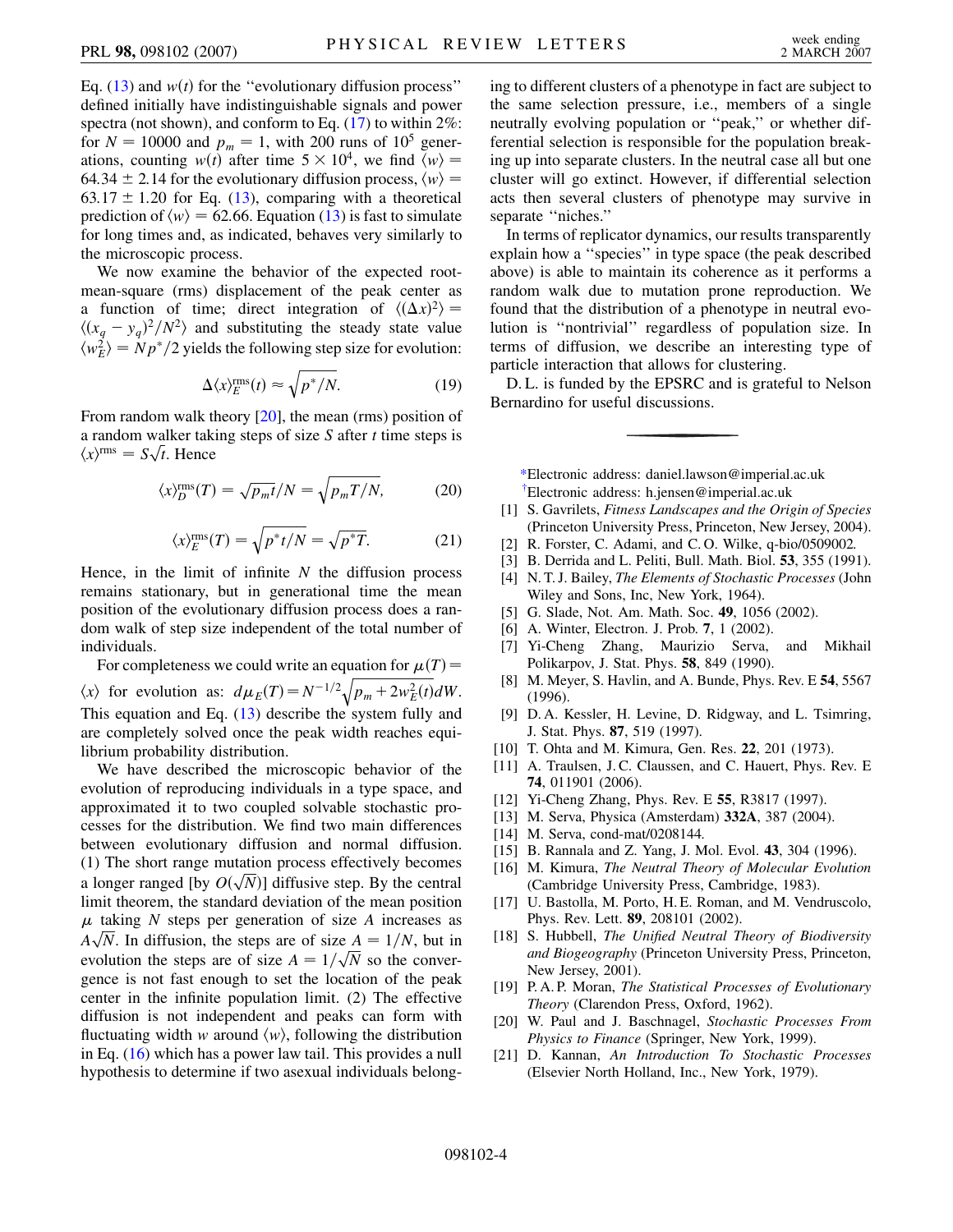Eq. (13) and $w(t)$ for the "evolutionary diffusion process" defined initially have indistinguishable signals and power spectra (not shown), and conform to Eq. (17) to within 2%: for $N = 10000$ and $p_m = 1$, with 200 runs of $10^5$ generations, counting $w(t)$ after time $5 \times 10^4$, we find $\langle w \rangle = 64.34 \pm 2.14$ for the evolutionary diffusion process, $\langle w \rangle = 63.17 \pm 1.20$ for Eq. (13), comparing with a theoretical prediction of $\langle w \rangle = 62.66$. Equation (13) is fast to simulate for long times and, as indicated, behaves very similarly to the microscopic process.

We now examine the behavior of the expected root-mean-square (rms) displacement of the peak center as a function of time; direct integration of $\langle (\Delta x)^2 \rangle = \langle (x_q - y_q)^2/N^2 \rangle$ and substituting the steady state value $\langle w_E^2 \rangle = Np^*/2$ yields the following step size for evolution:

$$\Delta \langle x \rangle_E^{\mathrm{rms}}(t) \approx \sqrt{p^*/N}. \tag{19}$$

From random walk theory [20], the mean (rms) position of a random walker taking steps of size $S$ after $t$ time steps is $\langle x \rangle^{\mathrm{rms}} = S\sqrt{t}$. Hence

$$\langle x \rangle_D^{\mathrm{rms}}(T) = \sqrt{p_m t}/N = \sqrt{p_m T/N}, \tag{20}$$

$$\langle x \rangle_E^{\mathrm{rms}}(T) = \sqrt{p^* t/N} = \sqrt{p^* T}. \tag{21}$$

Hence, in the limit of infinite $N$ the diffusion process remains stationary, but in generational time the mean position of the evolutionary diffusion process does a random walk of step size independent of the total number of individuals.

For completeness we could write an equation for $\mu(T) = \langle x \rangle$ for evolution as: $d\mu_E(T) = N^{-1/2}\sqrt{p_m + 2w_E^2(t)}dW$. This equation and Eq. (13) describe the system fully and are completely solved once the peak width reaches equilibrium probability distribution.

We have described the microscopic behavior of the evolution of reproducing individuals in a type space, and approximated it to two coupled solvable stochastic processes for the distribution. We find two main differences between evolutionary diffusion and normal diffusion. (1) The short range mutation process effectively becomes a longer ranged [by $O(\sqrt{N})$] diffusive step. By the central limit theorem, the standard deviation of the mean position $\mu$ taking $N$ steps per generation of size $A$ increases as $A\sqrt{N}$. In diffusion, the steps are of size $A = 1/N$, but in evolution the steps are of size $A = 1/\sqrt{N}$ so the convergence is not fast enough to set the location of the peak center in the infinite population limit. (2) The effective diffusion is not independent and peaks can form with fluctuating width $w$ around $\langle w \rangle$, following the distribution in Eq. (16) which has a power law tail. This provides a null hypothesis to determine if two asexual individuals belonging to different clusters of a phenotype in fact are subject to the same selection pressure, i.e., members of a single neutrally evolving population or "peak," or whether differential selection is responsible for the population breaking up into separate clusters. In the neutral case all but one cluster will go extinct. However, if differential selection acts then several clusters of phenotype may survive in separate "niches."

In terms of replicator dynamics, our results transparently explain how a "species" in type space (the peak described above) is able to maintain its coherence as it performs a random walk due to mutation prone reproduction. We found that the distribution of a phenotype in neutral evolution is "nontrivial" regardless of population size. In terms of diffusion, we describe an interesting type of particle interaction that allows for clustering.

D. L. is funded by the EPSRC and is grateful to Nelson Bernardino for useful discussions.

---

*Electronic address: daniel.lawson@imperial.ac.uk
†Electronic address: h.jensen@imperial.ac.uk

[1] S. Gavrilets, *Fitness Landscapes and the Origin of Species* (Princeton University Press, Princeton, New Jersey, 2004).
[2] R. Forster, C. Adami, and C. O. Wilke, q-bio/0509002.
[3] B. Derrida and L. Peliti, Bull. Math. Biol. **53**, 355 (1991).
[4] N. T. J. Bailey, *The Elements of Stochastic Processes* (John Wiley and Sons, Inc, New York, 1964).
[5] G. Slade, Not. Am. Math. Soc. **49**, 1056 (2002).
[6] A. Winter, Electron. J. Prob. **7**, 1 (2002).
[7] Yi-Cheng Zhang, Maurizio Serva, and Mikhail Polikarpov, J. Stat. Phys. **58**, 849 (1990).
[8] M. Meyer, S. Havlin, and A. Bunde, Phys. Rev. E **54**, 5567 (1996).
[9] D. A. Kessler, H. Levine, D. Ridgway, and L. Tsimring, J. Stat. Phys. **87**, 519 (1997).
[10] T. Ohta and M. Kimura, Gen. Res. **22**, 201 (1973).
[11] A. Traulsen, J. C. Claussen, and C. Hauert, Phys. Rev. E **74**, 011901 (2006).
[12] Yi-Cheng Zhang, Phys. Rev. E **55**, R3817 (1997).
[13] M. Serva, Physica (Amsterdam) **332A**, 387 (2004).
[14] M. Serva, cond-mat/0208144.
[15] B. Rannala and Z. Yang, J. Mol. Evol. **43**, 304 (1996).
[16] M. Kimura, *The Neutral Theory of Molecular Evolution* (Cambridge University Press, Cambridge, 1983).
[17] U. Bastolla, M. Porto, H. E. Roman, and M. Vendruscolo, Phys. Rev. Lett. **89**, 208101 (2002).
[18] S. Hubbell, *The Unified Neutral Theory of Biodiversity and Biogeography* (Princeton University Press, Princeton, New Jersey, 2001).
[19] P. A. P. Moran, *The Statistical Processes of Evolutionary Theory* (Clarendon Press, Oxford, 1962).
[20] W. Paul and J. Baschnagel, *Stochastic Processes From Physics to Finance* (Springer, New York, 1999).
[21] D. Kannan, *An Introduction To Stochastic Processes* (Elsevier North Holland, Inc., New York, 1979).